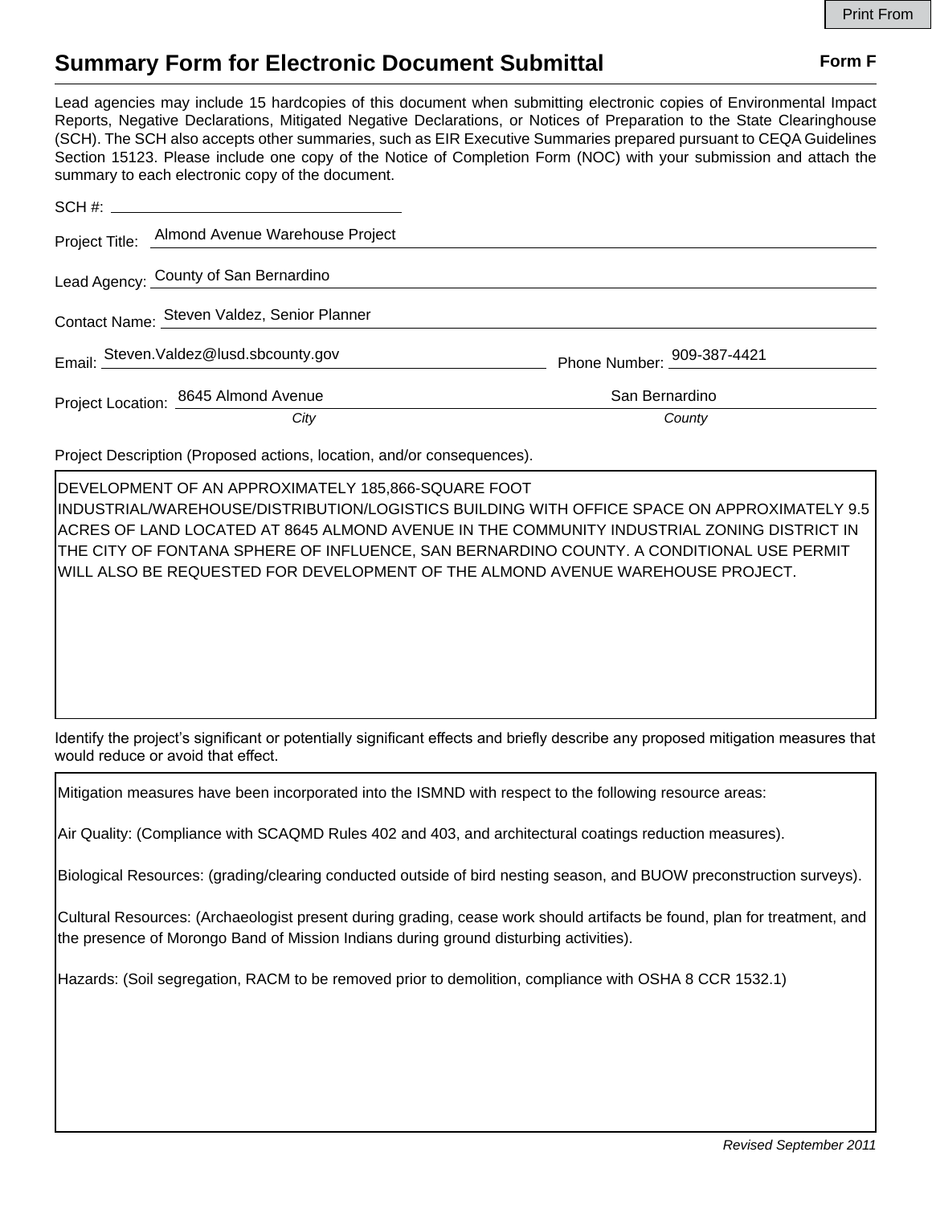# Summary Form for Electronic Document Submittal

**Form F**

Lead agencies may include 15 hardcopies of this document when submitting electronic copies of Environmental Impact Reports, Negative Declarations, Mitigated Negative Declarations, or Notices of Preparation to the State Clearinghouse (SCH). The SCH also accepts other summaries, such as EIR Executive Summaries prepared pursuant to CEQA Guidelines Section 15123. Please include one copy of the Notice of Completion Form (NOC) with your submission and attach the summary to each electronic copy of the document.

SCH #: 

Project Title: Almond Avenue Warehouse Project

Lead Agency: County of San Bernardino

Contact Name: Steven Valdez, Senior Planner

Email: Steven.Valdez@lusd.sbcounty.gov Phone Number: 909-387-4421

Project Location: 8645 Almond Avenue (*City*) San Bernardino (*County*)

Project Description (Proposed actions, location, and/or consequences).

DEVELOPMENT OF AN APPROXIMATELY 185,866-SQUARE FOOT INDUSTRIAL/WAREHOUSE/DISTRIBUTION/LOGISTICS BUILDING WITH OFFICE SPACE ON APPROXIMATELY 9.5 ACRES OF LAND LOCATED AT 8645 ALMOND AVENUE IN THE COMMUNITY INDUSTRIAL ZONING DISTRICT IN THE CITY OF FONTANA SPHERE OF INFLUENCE, SAN BERNARDINO COUNTY. A CONDITIONAL USE PERMIT WILL ALSO BE REQUESTED FOR DEVELOPMENT OF THE ALMOND AVENUE WAREHOUSE PROJECT.

Identify the project's significant or potentially significant effects and briefly describe any proposed mitigation measures that would reduce or avoid that effect.

Mitigation measures have been incorporated into the ISMND with respect to the following resource areas:

Air Quality: (Compliance with SCAQMD Rules 402 and 403, and architectural coatings reduction measures).

Biological Resources: (grading/clearing conducted outside of bird nesting season, and BUOW preconstruction surveys).

Cultural Resources: (Archaeologist present during grading, cease work should artifacts be found, plan for treatment, and the presence of Morongo Band of Mission Indians during ground disturbing activities).

Hazards: (Soil segregation, RACM to be removed prior to demolition, compliance with OSHA 8 CCR 1532.1)

*Revised September 2011*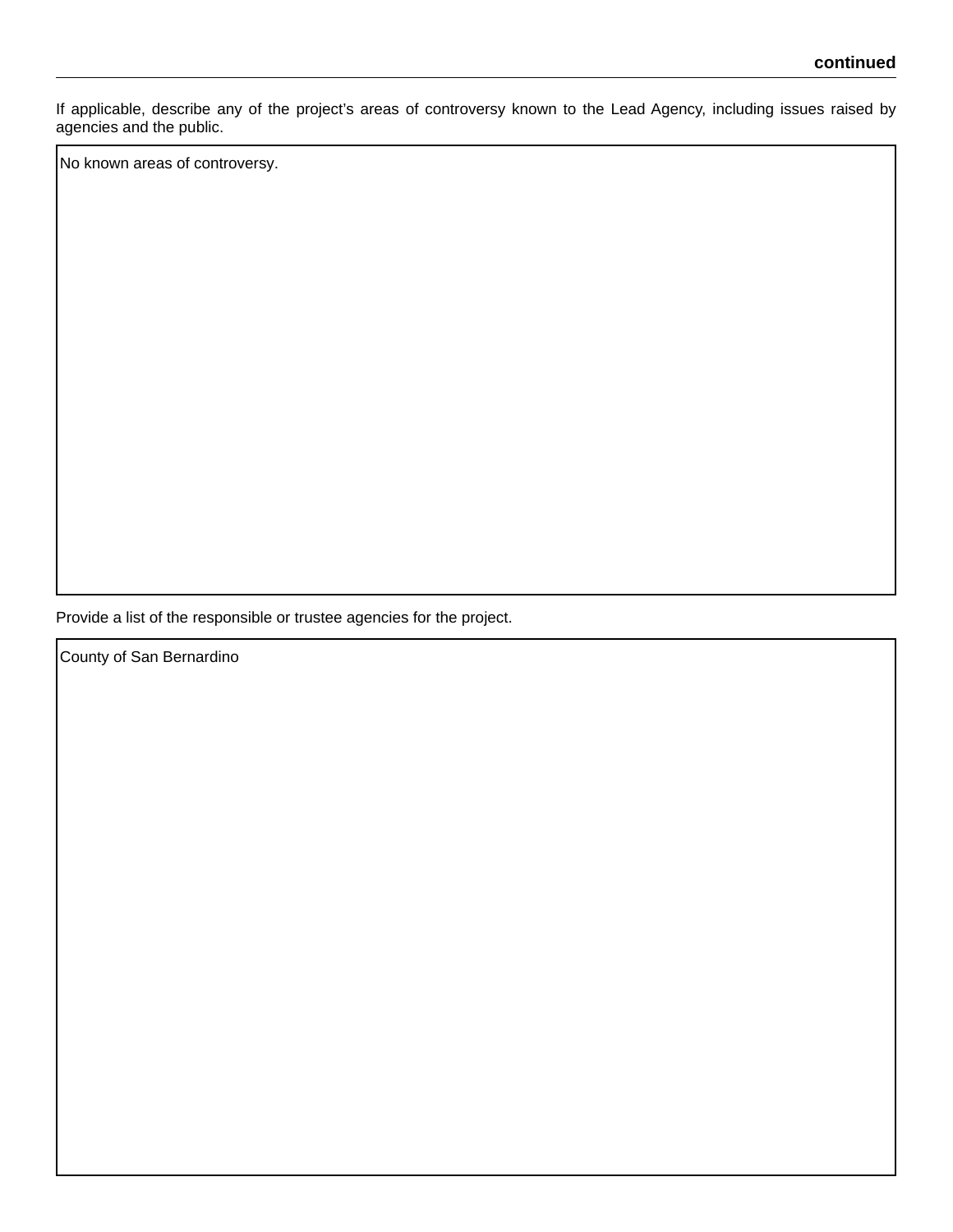**continued**

If applicable, describe any of the project's areas of controversy known to the Lead Agency, including issues raised by agencies and the public.

No known areas of controversy.

Provide a list of the responsible or trustee agencies for the project.

County of San Bernardino